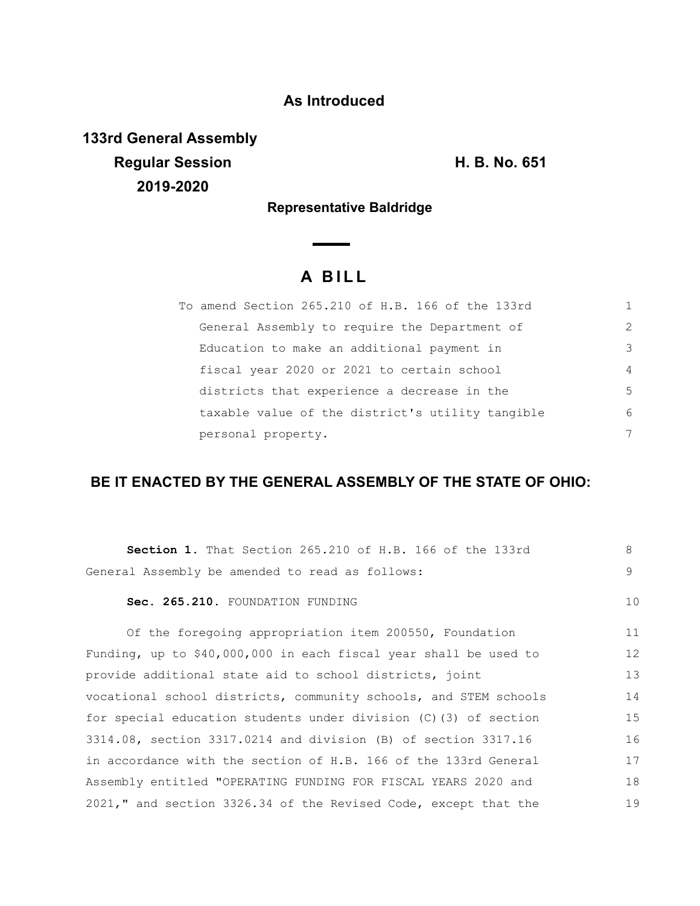**As Introduced**

**133rd General Assembly**
**Regular Session**
**2019-2020**

**H. B. No. 651**

**Representative Baldridge**

# A BILL

To amend Section 265.210 of H.B. 166 of the 133rd General Assembly to require the Department of Education to make an additional payment in fiscal year 2020 or 2021 to certain school districts that experience a decrease in the taxable value of the district's utility tangible personal property.

## BE IT ENACTED BY THE GENERAL ASSEMBLY OF THE STATE OF OHIO:

**Section 1.** That Section 265.210 of H.B. 166 of the 133rd General Assembly be amended to read as follows:

**Sec. 265.210.** FOUNDATION FUNDING

Of the foregoing appropriation item 200550, Foundation Funding, up to $40,000,000 in each fiscal year shall be used to provide additional state aid to school districts, joint vocational school districts, community schools, and STEM schools for special education students under division (C)(3) of section 3314.08, section 3317.0214 and division (B) of section 3317.16 in accordance with the section of H.B. 166 of the 133rd General Assembly entitled "OPERATING FUNDING FOR FISCAL YEARS 2020 and 2021," and section 3326.34 of the Revised Code, except that the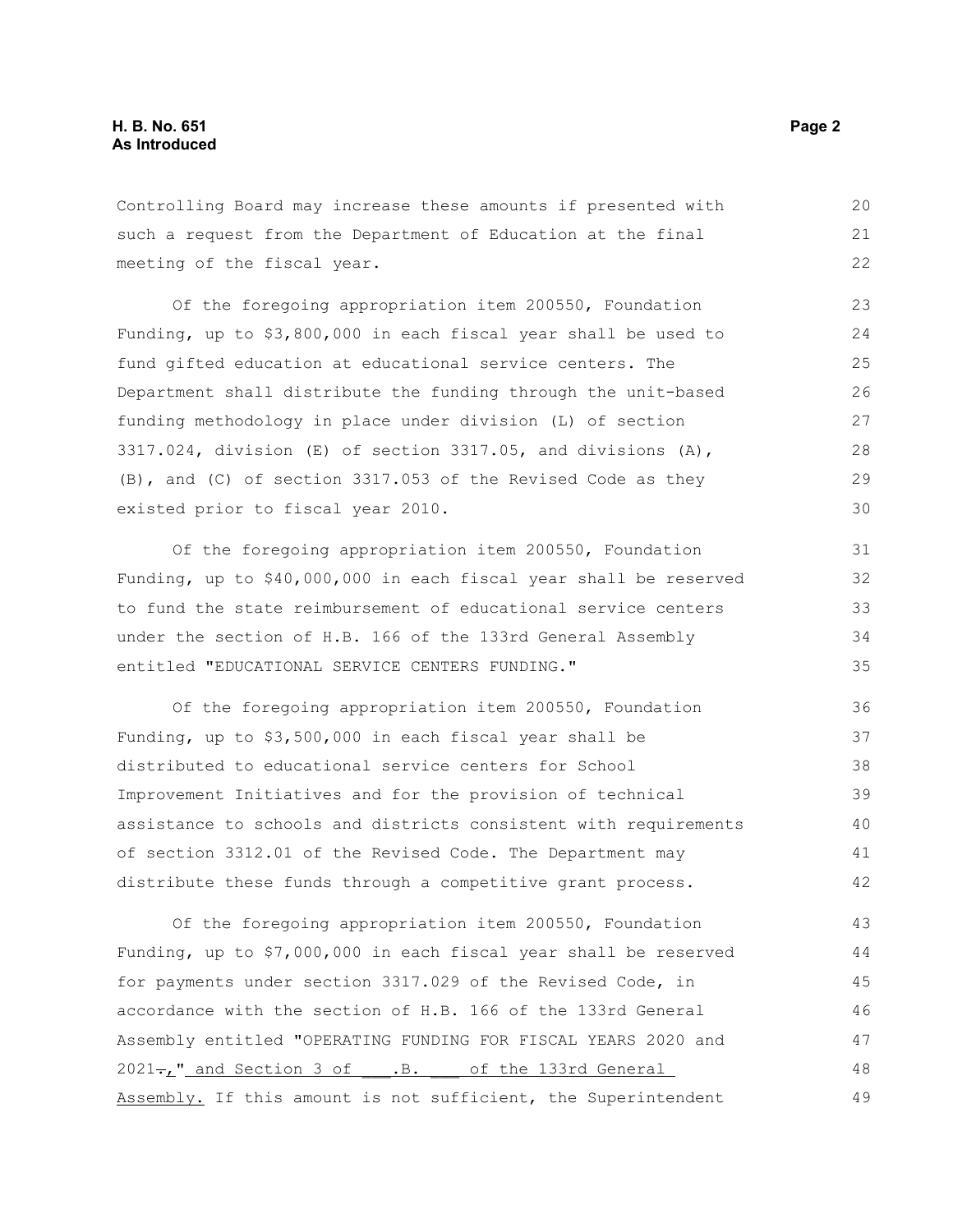Controlling Board may increase these amounts if presented with such a request from the Department of Education at the final meeting of the fiscal year.

Of the foregoing appropriation item 200550, Foundation Funding, up to $3,800,000 in each fiscal year shall be used to fund gifted education at educational service centers. The Department shall distribute the funding through the unit-based funding methodology in place under division (L) of section 3317.024, division (E) of section 3317.05, and divisions (A), (B), and (C) of section 3317.053 of the Revised Code as they existed prior to fiscal year 2010.

Of the foregoing appropriation item 200550, Foundation Funding, up to $40,000,000 in each fiscal year shall be reserved to fund the state reimbursement of educational service centers under the section of H.B. 166 of the 133rd General Assembly entitled "EDUCATIONAL SERVICE CENTERS FUNDING."

Of the foregoing appropriation item 200550, Foundation Funding, up to $3,500,000 in each fiscal year shall be distributed to educational service centers for School Improvement Initiatives and for the provision of technical assistance to schools and districts consistent with requirements of section 3312.01 of the Revised Code. The Department may distribute these funds through a competitive grant process.

Of the foregoing appropriation item 200550, Foundation Funding, up to $7,000,000 in each fiscal year shall be reserved for payments under section 3317.029 of the Revised Code, in accordance with the section of H.B. 166 of the 133rd General Assembly entitled "OPERATING FUNDING FOR FISCAL YEARS 2020 and 2021~~.~~," and Section 3 of ___.B. ___ of the 133rd General Assembly. If this amount is not sufficient, the Superintendent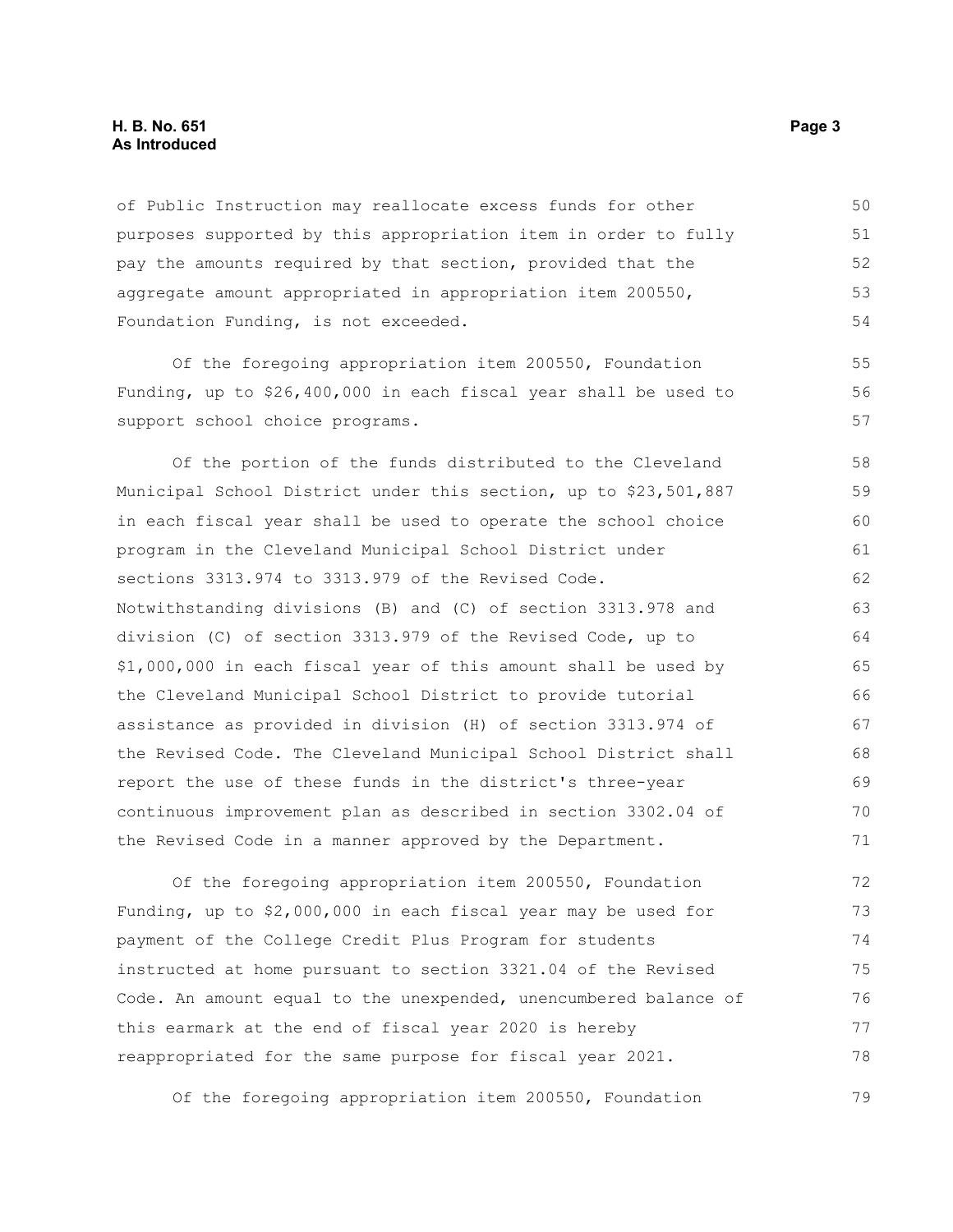of Public Instruction may reallocate excess funds for other purposes supported by this appropriation item in order to fully pay the amounts required by that section, provided that the aggregate amount appropriated in appropriation item 200550, Foundation Funding, is not exceeded.

Of the foregoing appropriation item 200550, Foundation Funding, up to $26,400,000 in each fiscal year shall be used to support school choice programs.

Of the portion of the funds distributed to the Cleveland Municipal School District under this section, up to $23,501,887 in each fiscal year shall be used to operate the school choice program in the Cleveland Municipal School District under sections 3313.974 to 3313.979 of the Revised Code. Notwithstanding divisions (B) and (C) of section 3313.978 and division (C) of section 3313.979 of the Revised Code, up to $1,000,000 in each fiscal year of this amount shall be used by the Cleveland Municipal School District to provide tutorial assistance as provided in division (H) of section 3313.974 of the Revised Code. The Cleveland Municipal School District shall report the use of these funds in the district's three-year continuous improvement plan as described in section 3302.04 of the Revised Code in a manner approved by the Department.

Of the foregoing appropriation item 200550, Foundation Funding, up to $2,000,000 in each fiscal year may be used for payment of the College Credit Plus Program for students instructed at home pursuant to section 3321.04 of the Revised Code. An amount equal to the unexpended, unencumbered balance of this earmark at the end of fiscal year 2020 is hereby reappropriated for the same purpose for fiscal year 2021.

Of the foregoing appropriation item 200550, Foundation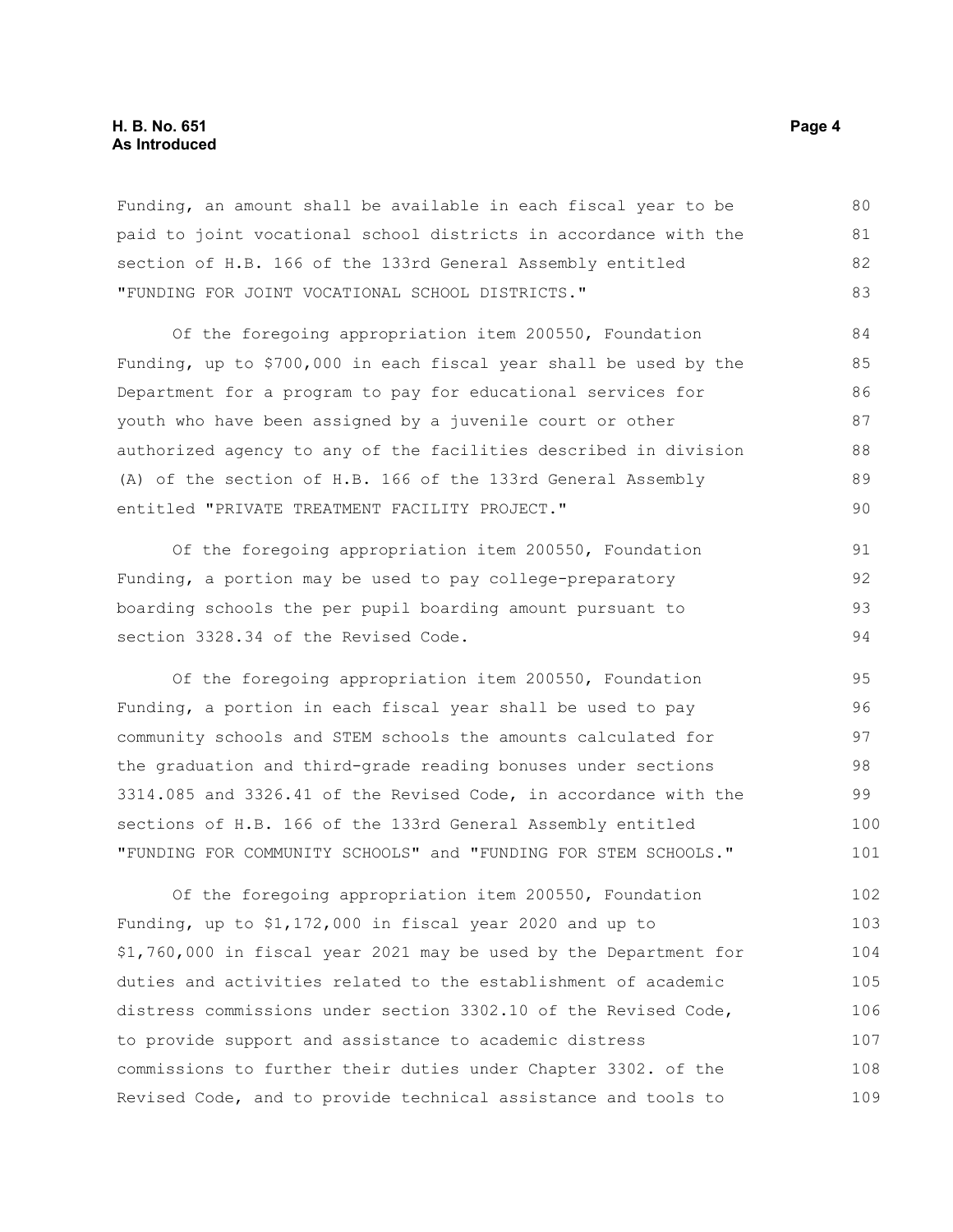Funding, an amount shall be available in each fiscal year to be paid to joint vocational school districts in accordance with the section of H.B. 166 of the 133rd General Assembly entitled "FUNDING FOR JOINT VOCATIONAL SCHOOL DISTRICTS."

Of the foregoing appropriation item 200550, Foundation Funding, up to $700,000 in each fiscal year shall be used by the Department for a program to pay for educational services for youth who have been assigned by a juvenile court or other authorized agency to any of the facilities described in division (A) of the section of H.B. 166 of the 133rd General Assembly entitled "PRIVATE TREATMENT FACILITY PROJECT."

Of the foregoing appropriation item 200550, Foundation Funding, a portion may be used to pay college-preparatory boarding schools the per pupil boarding amount pursuant to section 3328.34 of the Revised Code.

Of the foregoing appropriation item 200550, Foundation Funding, a portion in each fiscal year shall be used to pay community schools and STEM schools the amounts calculated for the graduation and third-grade reading bonuses under sections 3314.085 and 3326.41 of the Revised Code, in accordance with the sections of H.B. 166 of the 133rd General Assembly entitled "FUNDING FOR COMMUNITY SCHOOLS" and "FUNDING FOR STEM SCHOOLS."

Of the foregoing appropriation item 200550, Foundation Funding, up to $1,172,000 in fiscal year 2020 and up to $1,760,000 in fiscal year 2021 may be used by the Department for duties and activities related to the establishment of academic distress commissions under section 3302.10 of the Revised Code, to provide support and assistance to academic distress commissions to further their duties under Chapter 3302. of the Revised Code, and to provide technical assistance and tools to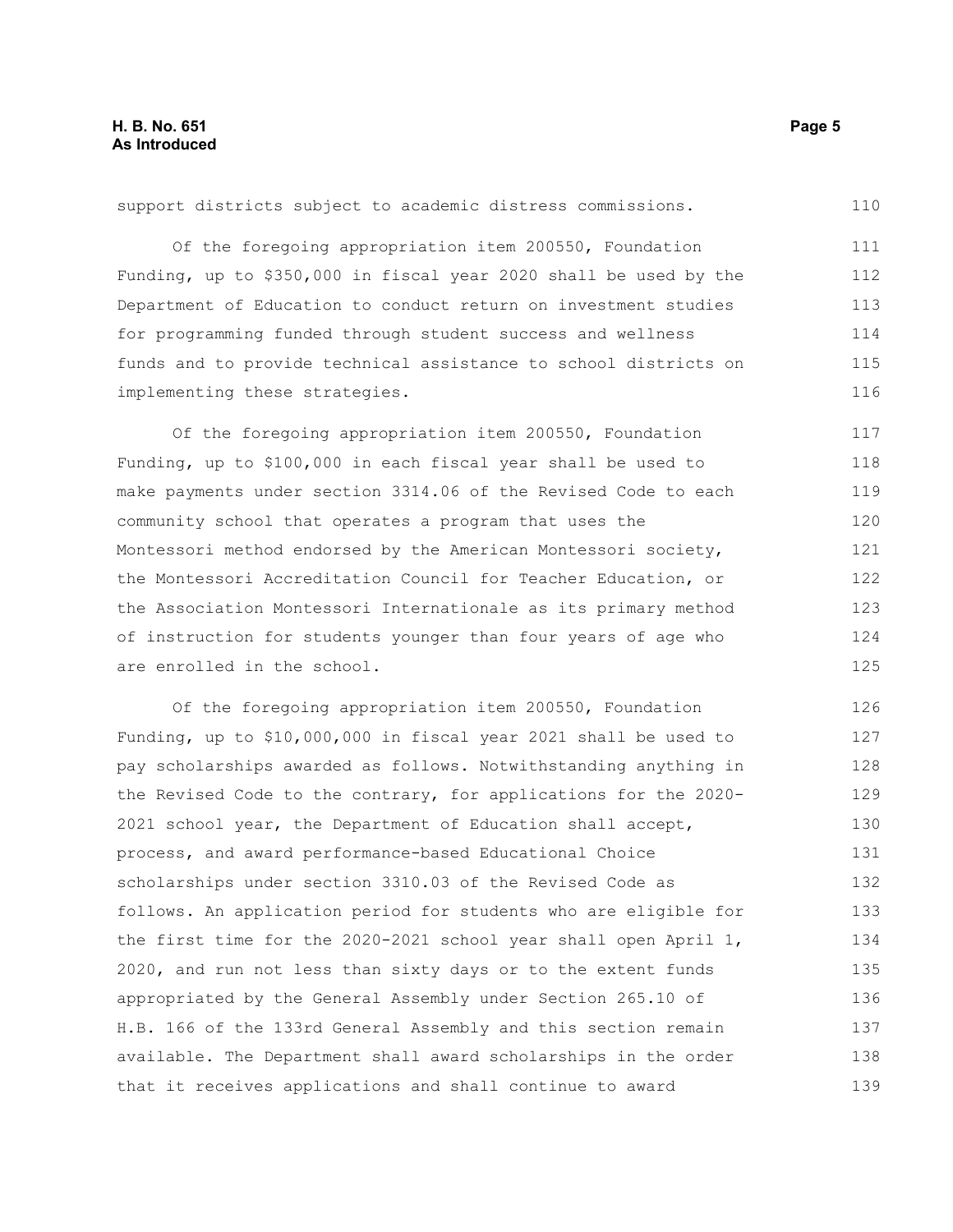support districts subject to academic distress commissions.

Of the foregoing appropriation item 200550, Foundation Funding, up to $350,000 in fiscal year 2020 shall be used by the Department of Education to conduct return on investment studies for programming funded through student success and wellness funds and to provide technical assistance to school districts on implementing these strategies.

Of the foregoing appropriation item 200550, Foundation Funding, up to $100,000 in each fiscal year shall be used to make payments under section 3314.06 of the Revised Code to each community school that operates a program that uses the Montessori method endorsed by the American Montessori society, the Montessori Accreditation Council for Teacher Education, or the Association Montessori Internationale as its primary method of instruction for students younger than four years of age who are enrolled in the school.

Of the foregoing appropriation item 200550, Foundation Funding, up to $10,000,000 in fiscal year 2021 shall be used to pay scholarships awarded as follows. Notwithstanding anything in the Revised Code to the contrary, for applications for the 2020-2021 school year, the Department of Education shall accept, process, and award performance-based Educational Choice scholarships under section 3310.03 of the Revised Code as follows. An application period for students who are eligible for the first time for the 2020-2021 school year shall open April 1, 2020, and run not less than sixty days or to the extent funds appropriated by the General Assembly under Section 265.10 of H.B. 166 of the 133rd General Assembly and this section remain available. The Department shall award scholarships in the order that it receives applications and shall continue to award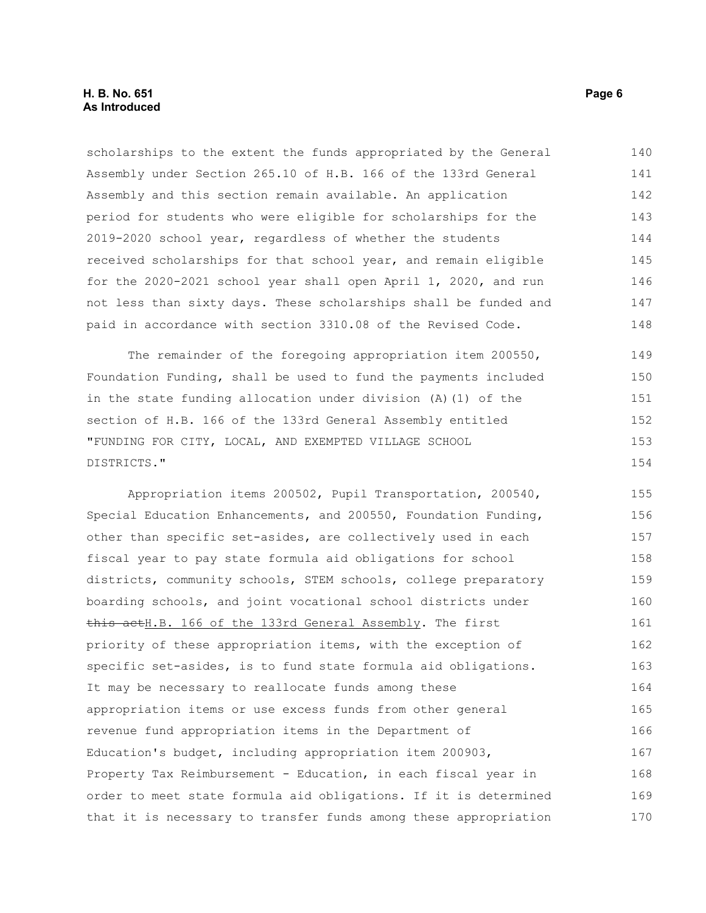scholarships to the extent the funds appropriated by the General Assembly under Section 265.10 of H.B. 166 of the 133rd General Assembly and this section remain available. An application period for students who were eligible for scholarships for the 2019-2020 school year, regardless of whether the students received scholarships for that school year, and remain eligible for the 2020-2021 school year shall open April 1, 2020, and run not less than sixty days. These scholarships shall be funded and paid in accordance with section 3310.08 of the Revised Code.

The remainder of the foregoing appropriation item 200550, Foundation Funding, shall be used to fund the payments included in the state funding allocation under division (A)(1) of the section of H.B. 166 of the 133rd General Assembly entitled "FUNDING FOR CITY, LOCAL, AND EXEMPTED VILLAGE SCHOOL DISTRICTS."

Appropriation items 200502, Pupil Transportation, 200540, Special Education Enhancements, and 200550, Foundation Funding, other than specific set-asides, are collectively used in each fiscal year to pay state formula aid obligations for school districts, community schools, STEM schools, college preparatory boarding schools, and joint vocational school districts under ~~this act~~H.B. 166 of the 133rd General Assembly. The first priority of these appropriation items, with the exception of specific set-asides, is to fund state formula aid obligations. It may be necessary to reallocate funds among these appropriation items or use excess funds from other general revenue fund appropriation items in the Department of Education's budget, including appropriation item 200903, Property Tax Reimbursement - Education, in each fiscal year in order to meet state formula aid obligations. If it is determined that it is necessary to transfer funds among these appropriation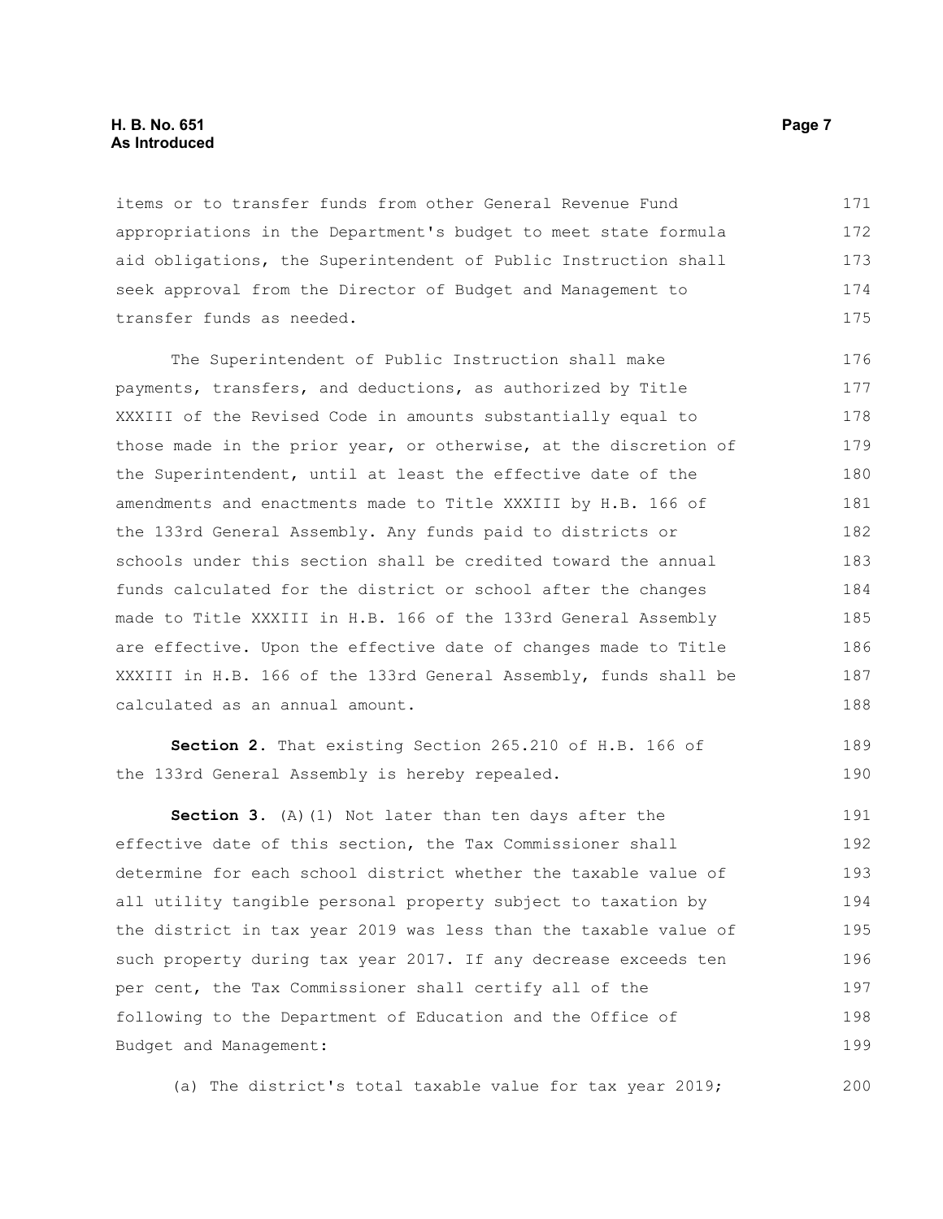items or to transfer funds from other General Revenue Fund appropriations in the Department's budget to meet state formula aid obligations, the Superintendent of Public Instruction shall seek approval from the Director of Budget and Management to transfer funds as needed.

The Superintendent of Public Instruction shall make payments, transfers, and deductions, as authorized by Title XXXIII of the Revised Code in amounts substantially equal to those made in the prior year, or otherwise, at the discretion of the Superintendent, until at least the effective date of the amendments and enactments made to Title XXXIII by H.B. 166 of the 133rd General Assembly. Any funds paid to districts or schools under this section shall be credited toward the annual funds calculated for the district or school after the changes made to Title XXXIII in H.B. 166 of the 133rd General Assembly are effective. Upon the effective date of changes made to Title XXXIII in H.B. 166 of the 133rd General Assembly, funds shall be calculated as an annual amount.

**Section 2.** That existing Section 265.210 of H.B. 166 of the 133rd General Assembly is hereby repealed.

**Section 3.** (A)(1) Not later than ten days after the effective date of this section, the Tax Commissioner shall determine for each school district whether the taxable value of all utility tangible personal property subject to taxation by the district in tax year 2019 was less than the taxable value of such property during tax year 2017. If any decrease exceeds ten per cent, the Tax Commissioner shall certify all of the following to the Department of Education and the Office of Budget and Management:

(a) The district's total taxable value for tax year 2019;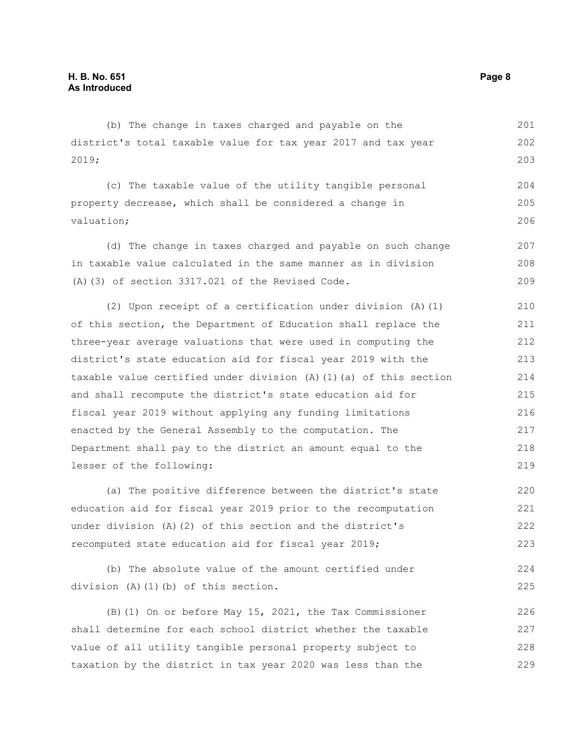(b) The change in taxes charged and payable on the district's total taxable value for tax year 2017 and tax year 2019;

(c) The taxable value of the utility tangible personal property decrease, which shall be considered a change in valuation;

(d) The change in taxes charged and payable on such change in taxable value calculated in the same manner as in division (A)(3) of section 3317.021 of the Revised Code.

(2) Upon receipt of a certification under division (A)(1) of this section, the Department of Education shall replace the three-year average valuations that were used in computing the district's state education aid for fiscal year 2019 with the taxable value certified under division (A)(1)(a) of this section and shall recompute the district's state education aid for fiscal year 2019 without applying any funding limitations enacted by the General Assembly to the computation. The Department shall pay to the district an amount equal to the lesser of the following:

(a) The positive difference between the district's state education aid for fiscal year 2019 prior to the recomputation under division (A)(2) of this section and the district's recomputed state education aid for fiscal year 2019;

(b) The absolute value of the amount certified under division (A)(1)(b) of this section.

(B)(1) On or before May 15, 2021, the Tax Commissioner shall determine for each school district whether the taxable value of all utility tangible personal property subject to taxation by the district in tax year 2020 was less than the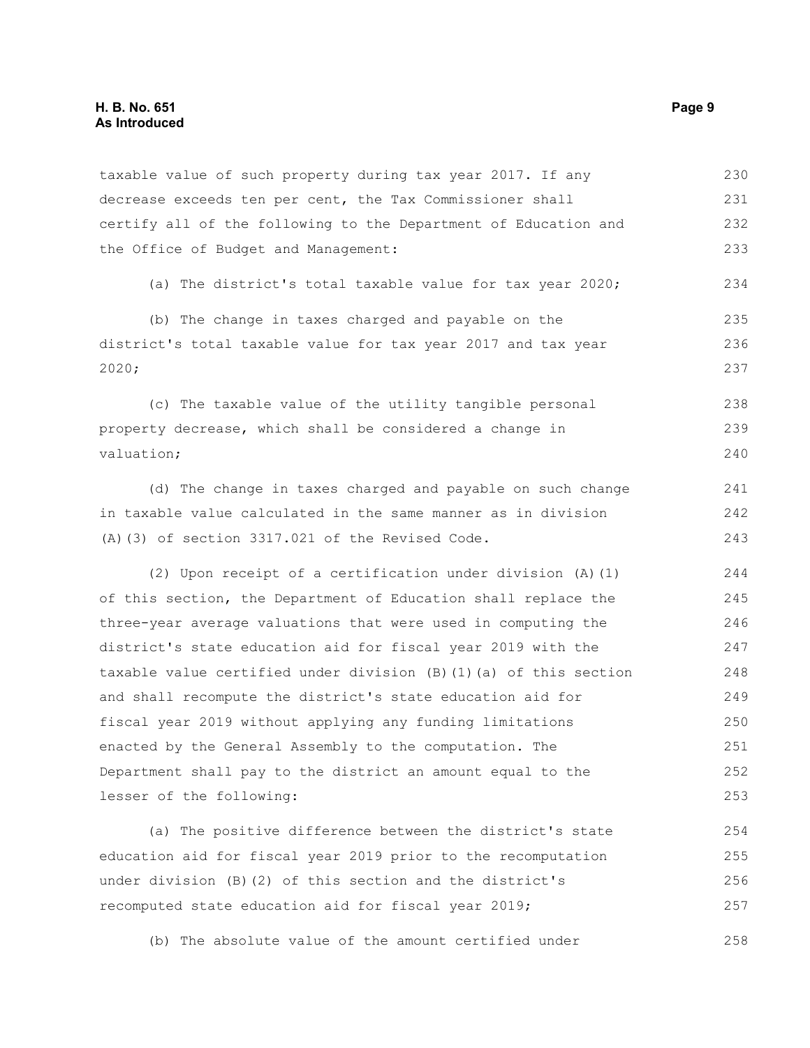taxable value of such property during tax year 2017. If any decrease exceeds ten per cent, the Tax Commissioner shall certify all of the following to the Department of Education and the Office of Budget and Management:

(a) The district's total taxable value for tax year 2020;

(b) The change in taxes charged and payable on the district's total taxable value for tax year 2017 and tax year 2020;

(c) The taxable value of the utility tangible personal property decrease, which shall be considered a change in valuation;

(d) The change in taxes charged and payable on such change in taxable value calculated in the same manner as in division (A)(3) of section 3317.021 of the Revised Code.

(2) Upon receipt of a certification under division (A)(1) of this section, the Department of Education shall replace the three-year average valuations that were used in computing the district's state education aid for fiscal year 2019 with the taxable value certified under division (B)(1)(a) of this section and shall recompute the district's state education aid for fiscal year 2019 without applying any funding limitations enacted by the General Assembly to the computation. The Department shall pay to the district an amount equal to the lesser of the following:

(a) The positive difference between the district's state education aid for fiscal year 2019 prior to the recomputation under division (B)(2) of this section and the district's recomputed state education aid for fiscal year 2019;

(b) The absolute value of the amount certified under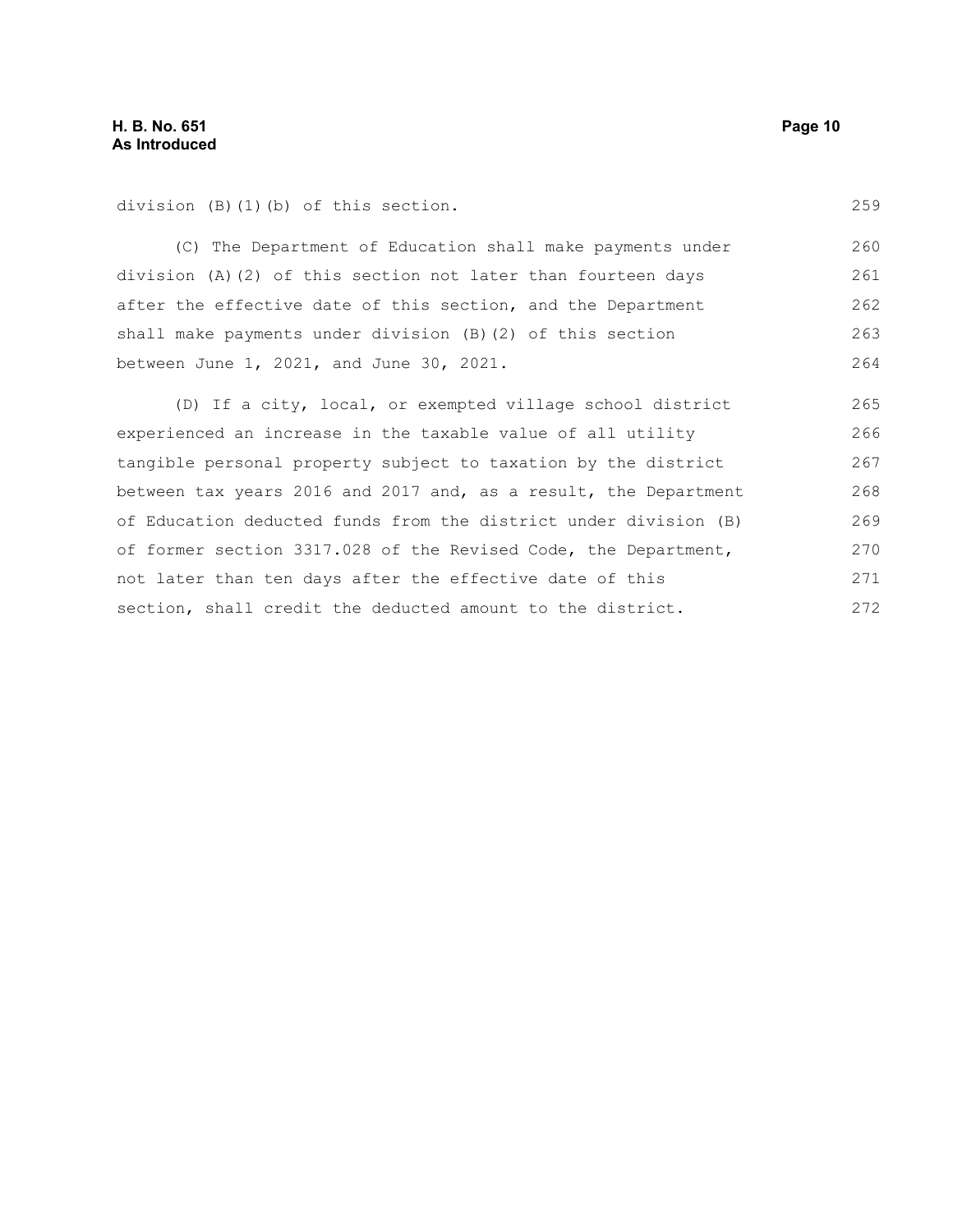division (B)(1)(b) of this section.

(C) The Department of Education shall make payments under division (A)(2) of this section not later than fourteen days after the effective date of this section, and the Department shall make payments under division (B)(2) of this section between June 1, 2021, and June 30, 2021.

(D) If a city, local, or exempted village school district experienced an increase in the taxable value of all utility tangible personal property subject to taxation by the district between tax years 2016 and 2017 and, as a result, the Department of Education deducted funds from the district under division (B) of former section 3317.028 of the Revised Code, the Department, not later than ten days after the effective date of this section, shall credit the deducted amount to the district.